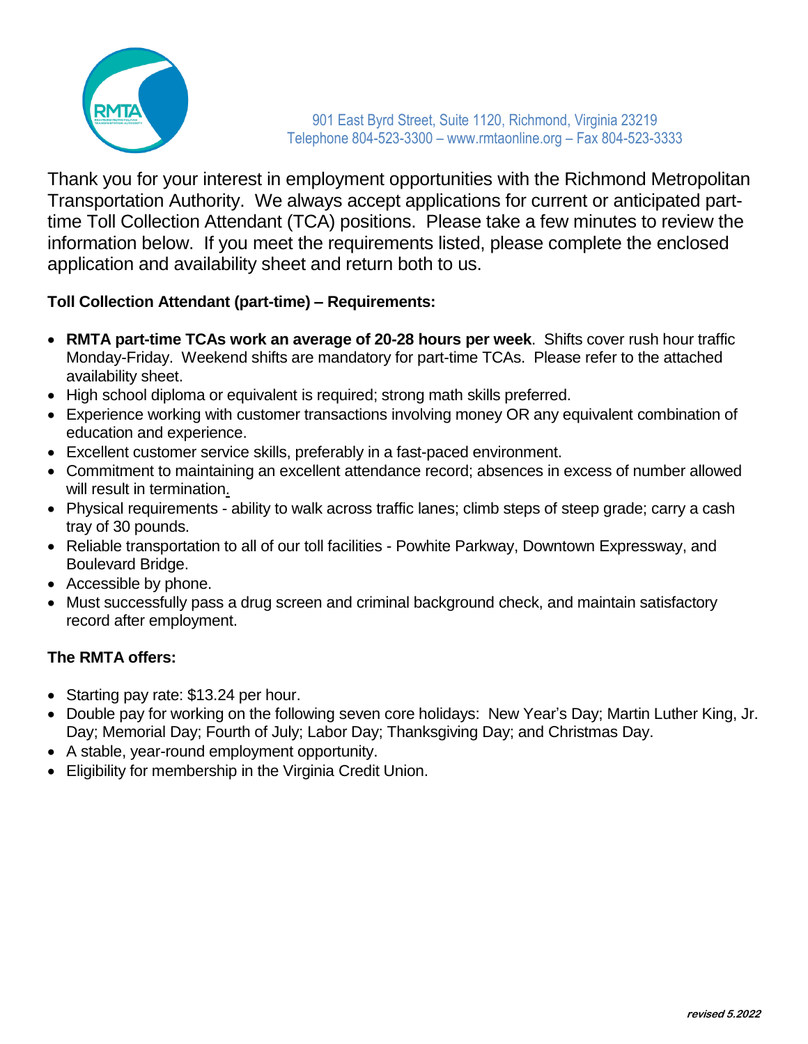901 East Byrd Street, Suite 1120, Richmond, Virginia 23219
Telephone 804-523-3300 – www.rmtaonline.org – Fax 804-523-3333

Thank you for your interest in employment opportunities with the Richmond Metropolitan Transportation Authority. We always accept applications for current or anticipated part-time Toll Collection Attendant (TCA) positions. Please take a few minutes to review the information below. If you meet the requirements listed, please complete the enclosed application and availability sheet and return both to us.

**Toll Collection Attendant (part-time) – Requirements:**

- **RMTA part-time TCAs work an average of 20-28 hours per week**. Shifts cover rush hour traffic Monday-Friday. Weekend shifts are mandatory for part-time TCAs. Please refer to the attached availability sheet.
- High school diploma or equivalent is required; strong math skills preferred.
- Experience working with customer transactions involving money OR any equivalent combination of education and experience.
- Excellent customer service skills, preferably in a fast-paced environment.
- Commitment to maintaining an excellent attendance record; absences in excess of number allowed will result in termination.
- Physical requirements - ability to walk across traffic lanes; climb steps of steep grade; carry a cash tray of 30 pounds.
- Reliable transportation to all of our toll facilities - Powhite Parkway, Downtown Expressway, and Boulevard Bridge.
- Accessible by phone.
- Must successfully pass a drug screen and criminal background check, and maintain satisfactory record after employment.

**The RMTA offers:**

- Starting pay rate: $13.24 per hour.
- Double pay for working on the following seven core holidays: New Year's Day; Martin Luther King, Jr. Day; Memorial Day; Fourth of July; Labor Day; Thanksgiving Day; and Christmas Day.
- A stable, year-round employment opportunity.
- Eligibility for membership in the Virginia Credit Union.

*revised 5.2022*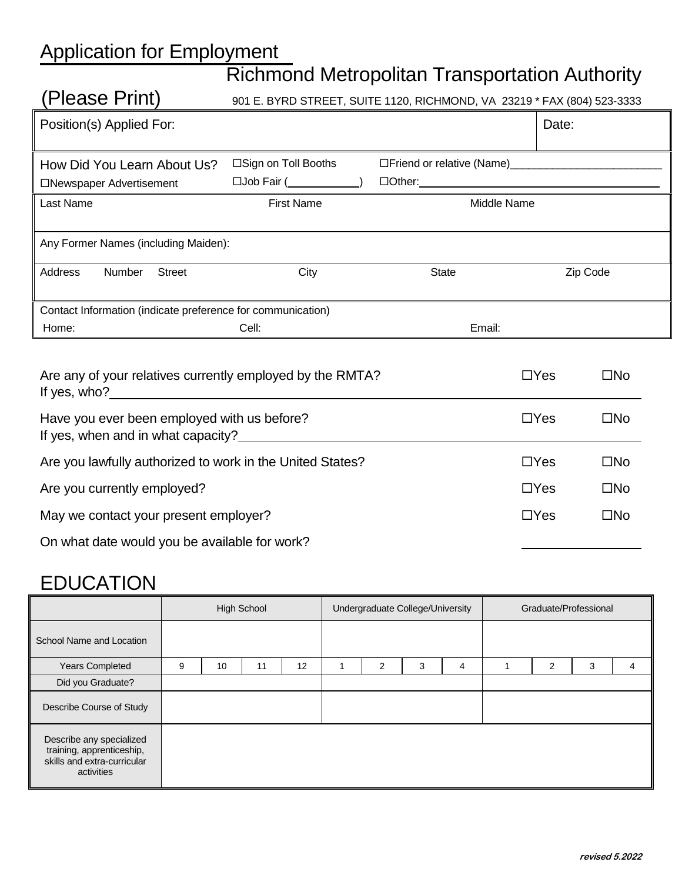# Application for Employment

## Richmond Metropolitan Transportation Authority

(Please Print)

901 E. BYRD STREET, SUITE 1120, RICHMOND, VA 23219 * FAX (804) 523-3333

| Position(s) Applied For: | Date: |
|---|---|

How Did You Learn About Us? ☐Sign on Toll Booths ☐Friend or relative (Name)________________________

☐Newspaper Advertisement ☐Job Fair (____________) ☐Other:________________________________________

| Last Name | First Name | Middle Name |
|---|---|---|
| | | |

Any Former Names (including Maiden):

| Address Number Street | City | State | Zip Code |
|---|---|---|---|
| | | | |

Contact Information (indicate preference for communication)

| Home: | Cell: | Email: |
|---|---|---|

Are any of your relatives currently employed by the RMTA? ☐Yes ☐No
If yes, who?________________________________________________

Have you ever been employed with us before? ☐Yes ☐No
If yes, when and in what capacity?________________________________________________

Are you lawfully authorized to work in the United States? ☐Yes ☐No

Are you currently employed? ☐Yes ☐No

May we contact your present employer? ☐Yes ☐No

On what date would you be available for work? ______________

## EDUCATION

| | High School | | | | Undergraduate College/University | | | | Graduate/Professional | | | |
|---|---|---|---|---|---|---|---|---|---|---|---|---|
| School Name and Location | | | | | | | | | | | | |
| Years Completed | 9 | 10 | 11 | 12 | 1 | 2 | 3 | 4 | 1 | 2 | 3 | 4 |
| Did you Graduate? | | | | | | | | | | | | |
| Describe Course of Study | | | | | | | | | | | | |
| Describe any specialized training, apprenticeship, skills and extra-curricular activities | | | | | | | | | | | | |

*revised 5.2022*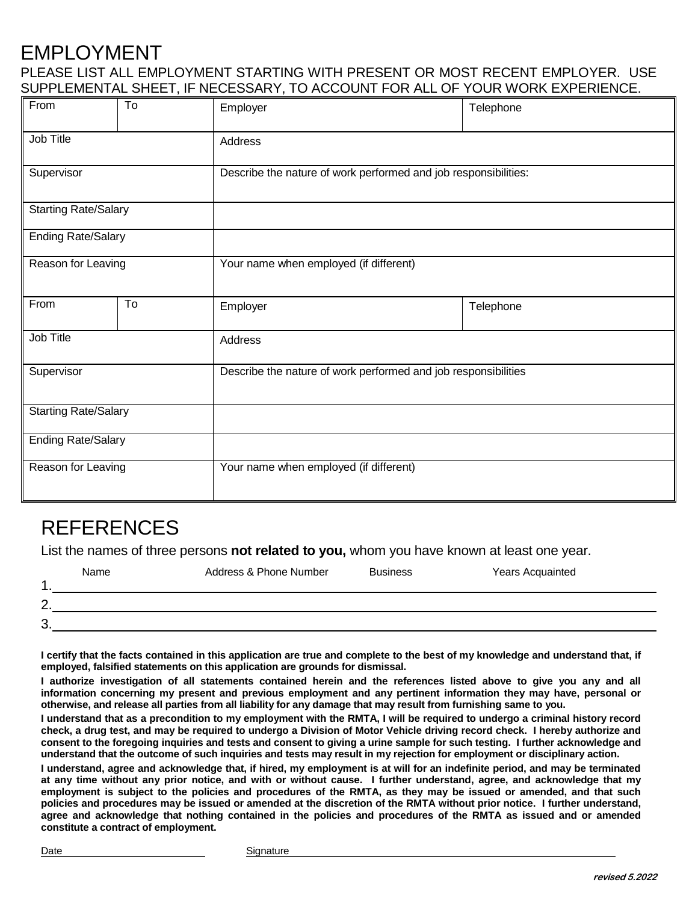# EMPLOYMENT

PLEASE LIST ALL EMPLOYMENT STARTING WITH PRESENT OR MOST RECENT EMPLOYER. USE SUPPLEMENTAL SHEET, IF NECESSARY, TO ACCOUNT FOR ALL OF YOUR WORK EXPERIENCE.

| From | To | Employer | Telephone |
|---|---|---|---|
| Job Title | | Address | |
| Supervisor | | Describe the nature of work performed and job responsibilities: | |
| Starting Rate/Salary | | | |
| Ending Rate/Salary | | | |
| Reason for Leaving | | Your name when employed (if different) | |
| From | To | Employer | Telephone |
| Job Title | | Address | |
| Supervisor | | Describe the nature of work performed and job responsibilities | |
| Starting Rate/Salary | | | |
| Ending Rate/Salary | | | |
| Reason for Leaving | | Your name when employed (if different) | |

# REFERENCES

List the names of three persons **not related to you,** whom you have known at least one year.

| | Name | Address & Phone Number | Business | Years Acquainted |
|---|---|---|---|---|
| 1. | | | | |
| 2. | | | | |
| 3. | | | | |

**I certify that the facts contained in this application are true and complete to the best of my knowledge and understand that, if employed, falsified statements on this application are grounds for dismissal.**

**I authorize investigation of all statements contained herein and the references listed above to give you any and all information concerning my present and previous employment and any pertinent information they may have, personal or otherwise, and release all parties from all liability for any damage that may result from furnishing same to you.**

**I understand that as a precondition to my employment with the RMTA, I will be required to undergo a criminal history record check, a drug test, and may be required to undergo a Division of Motor Vehicle driving record check. I hereby authorize and consent to the foregoing inquiries and tests and consent to giving a urine sample for such testing. I further acknowledge and understand that the outcome of such inquiries and tests may result in my rejection for employment or disciplinary action.**

**I understand, agree and acknowledge that, if hired, my employment is at will for an indefinite period, and may be terminated at any time without any prior notice, and with or without cause. I further understand, agree, and acknowledge that my employment is subject to the policies and procedures of the RMTA, as they may be issued or amended, and that such policies and procedures may be issued or amended at the discretion of the RMTA without prior notice. I further understand, agree and acknowledge that nothing contained in the policies and procedures of the RMTA as issued and or amended constitute a contract of employment.**

Date ______________________ Signature ______________________________________________

***revised 5.2022***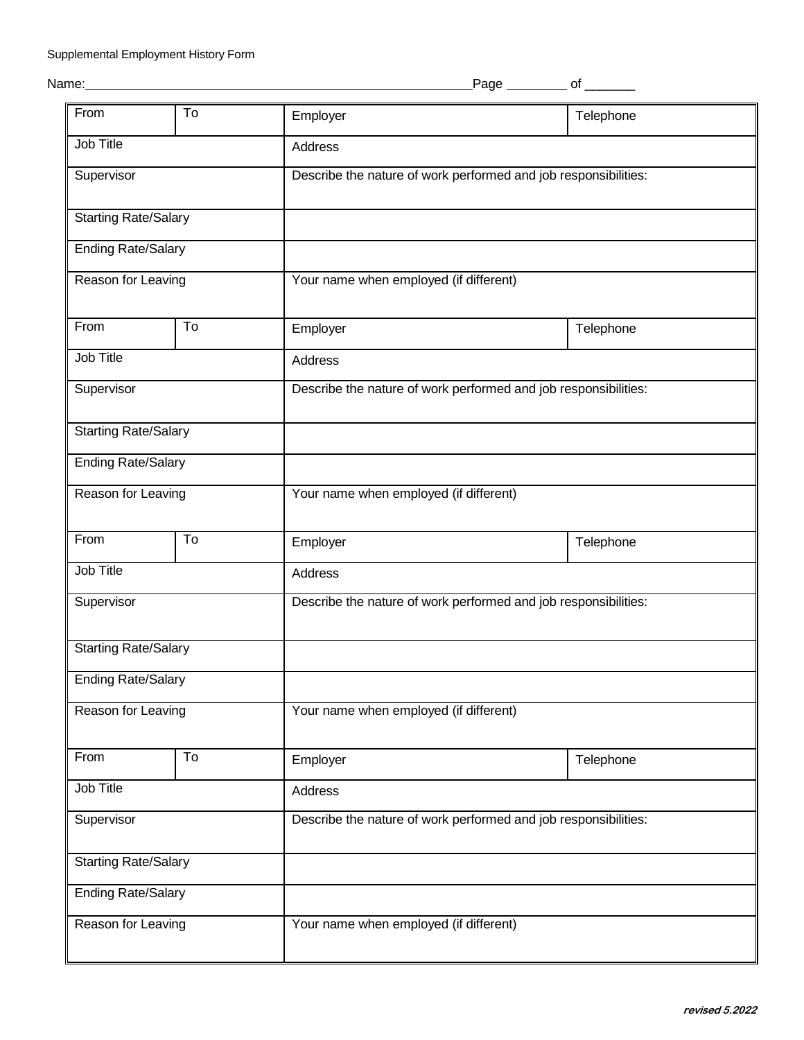Supplemental Employment History Form

Name:_______________________________________________________Page ________ of _______

| From | To | Employer | Telephone |
|---|---|---|---|
| Job Title | | Address | |
| Supervisor | | Describe the nature of work performed and job responsibilities: | |
| Starting Rate/Salary | | | |
| Ending Rate/Salary | | | |
| Reason for Leaving | | Your name when employed (if different) | |
| From | To | Employer | Telephone |
| Job Title | | Address | |
| Supervisor | | Describe the nature of work performed and job responsibilities: | |
| Starting Rate/Salary | | | |
| Ending Rate/Salary | | | |
| Reason for Leaving | | Your name when employed (if different) | |
| From | To | Employer | Telephone |
| Job Title | | Address | |
| Supervisor | | Describe the nature of work performed and job responsibilities: | |
| Starting Rate/Salary | | | |
| Ending Rate/Salary | | | |
| Reason for Leaving | | Your name when employed (if different) | |
| From | To | Employer | Telephone |
| Job Title | | Address | |
| Supervisor | | Describe the nature of work performed and job responsibilities: | |
| Starting Rate/Salary | | | |
| Ending Rate/Salary | | | |
| Reason for Leaving | | Your name when employed (if different) | |

***revised 5.2022***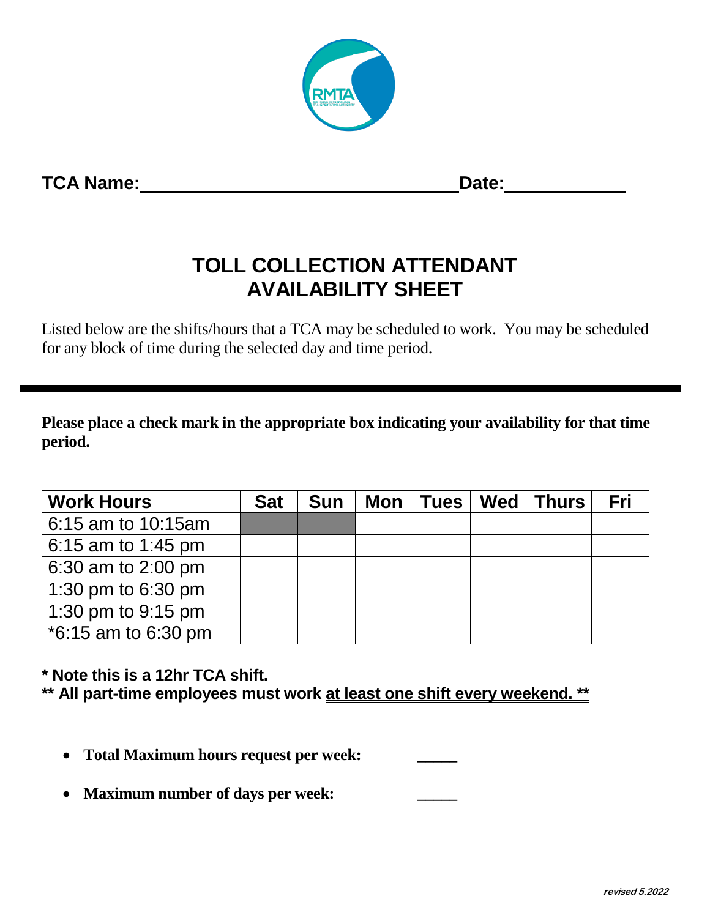**TCA Name:\_\_\_\_\_\_\_\_\_\_\_\_\_\_\_\_\_\_\_\_\_\_\_\_\_\_\_\_\_\_\_\_Date:\_\_\_\_\_\_\_\_\_\_\_\_**

# TOLL COLLECTION ATTENDANT AVAILABILITY SHEET

Listed below are the shifts/hours that a TCA may be scheduled to work. You may be scheduled for any block of time during the selected day and time period.

---

**Please place a check mark in the appropriate box indicating your availability for that time period.**

| Work Hours | Sat | Sun | Mon | Tues | Wed | Thurs | Fri |
|---|---|---|---|---|---|---|---|
| 6:15 am to 10:15am | | | | | | | |
| 6:15 am to 1:45 pm | | | | | | | |
| 6:30 am to 2:00 pm | | | | | | | |
| 1:30 pm to 6:30 pm | | | | | | | |
| 1:30 pm to 9:15 pm | | | | | | | |
| *6:15 am to 6:30 pm | | | | | | | |

**\* Note this is a 12hr TCA shift.**
**\*\* All part-time employees must work <u>at least one shift every weekend. \*\*</u>**

- **Total Maximum hours request per week:** \_\_\_\_\_
- **Maximum number of days per week:** \_\_\_\_\_

*revised 5.2022*